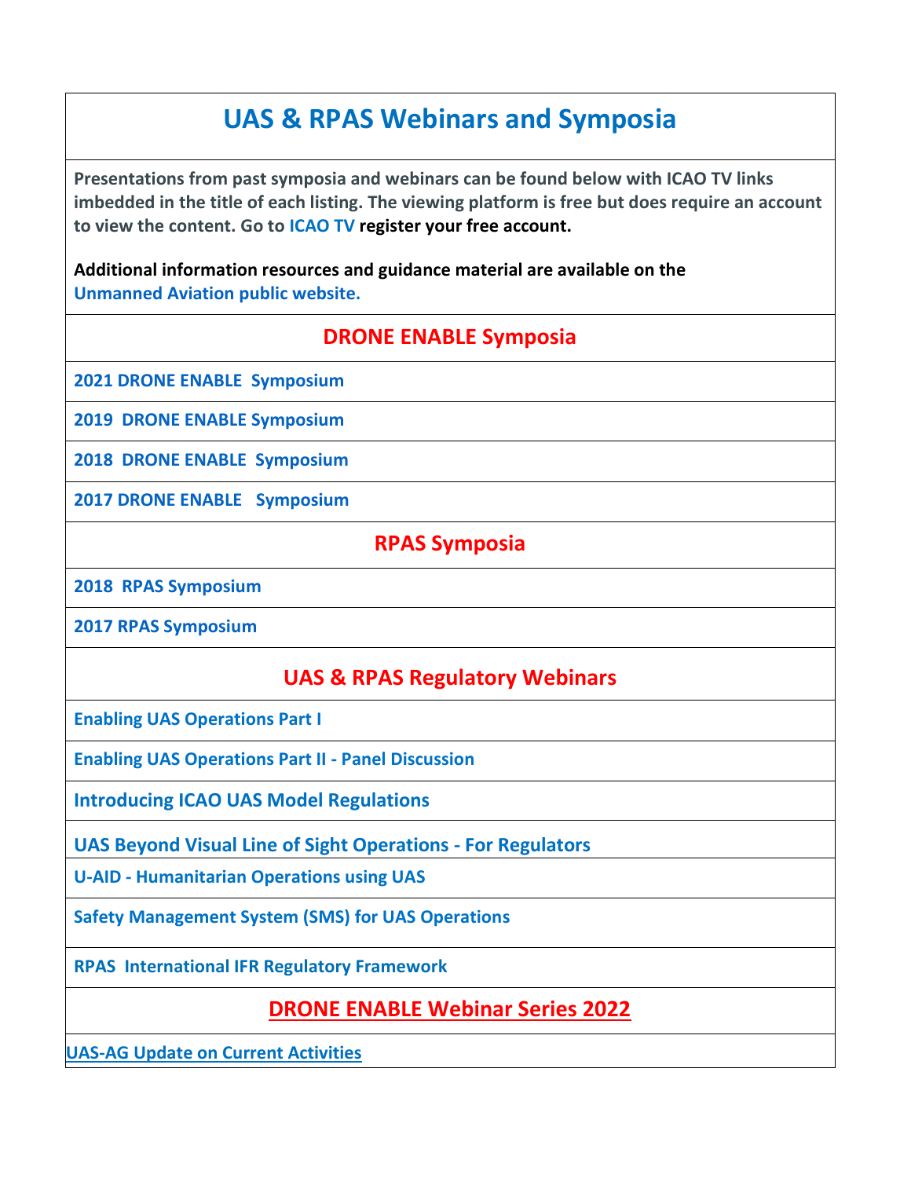# UAS & RPAS Webinars and Symposia

**Presentations from past symposia and webinars can be found below with ICAO TV links imbedded in the title of each listing. The viewing platform is free but does require an account to view the content. Go to ICAO TV register your free account.**

**Additional information resources and guidance material are available on the Unmanned Aviation public website.**

## DRONE ENABLE Symposia

**2021 DRONE ENABLE Symposium**

**2019 DRONE ENABLE Symposium**

**2018 DRONE ENABLE Symposium**

**2017 DRONE ENABLE Symposium**

## RPAS Symposia

**2018 RPAS Symposium**

**2017 RPAS Symposium**

## UAS & RPAS Regulatory Webinars

**Enabling UAS Operations Part I**

**Enabling UAS Operations Part II - Panel Discussion**

**Introducing ICAO UAS Model Regulations**

**UAS Beyond Visual Line of Sight Operations - For Regulators**

**U-AID - Humanitarian Operations using UAS**

**Safety Management System (SMS) for UAS Operations**

**RPAS International IFR Regulatory Framework**

## DRONE ENABLE Webinar Series 2022

**UAS-AG Update on Current Activities**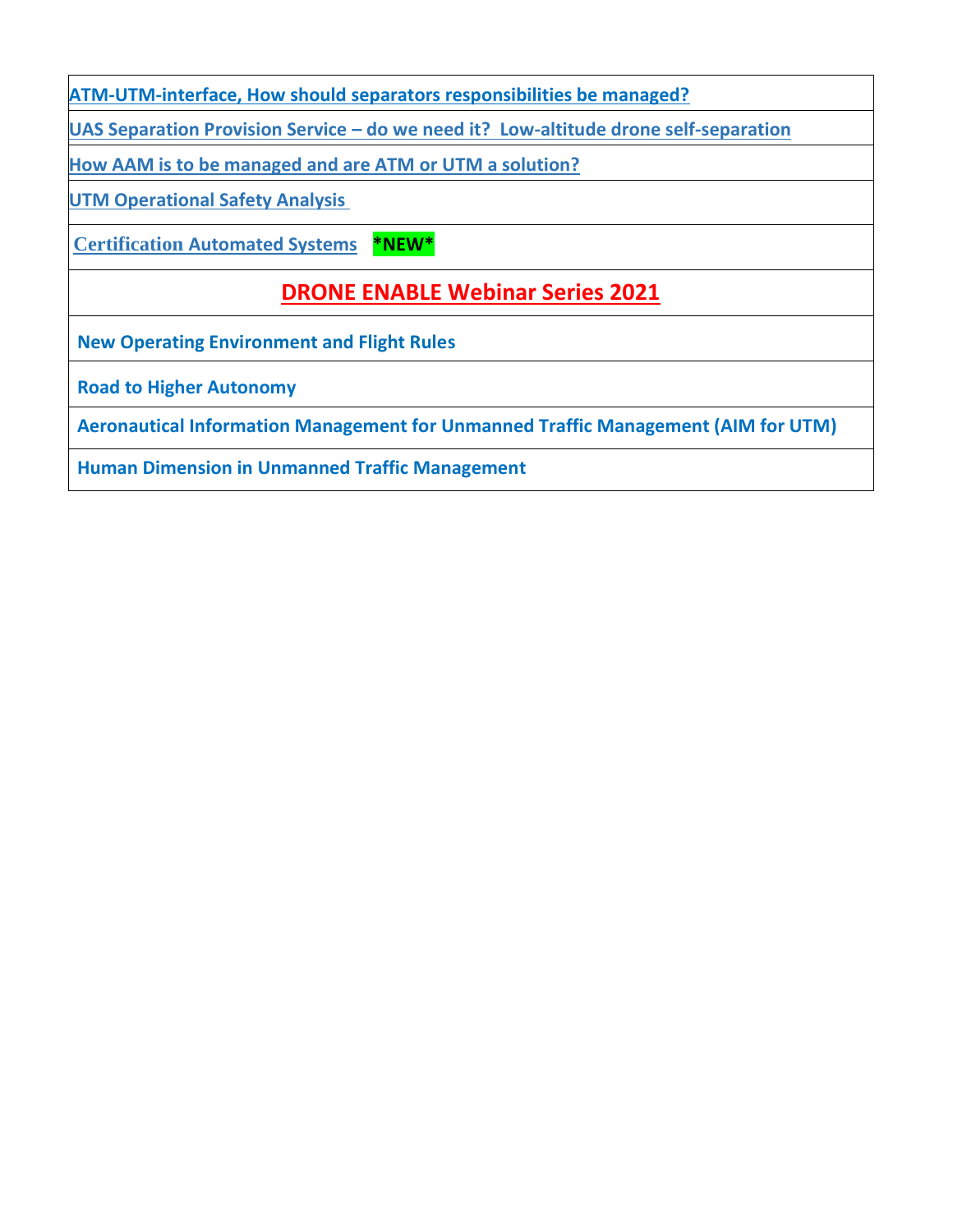| |
|---|
| ATM-UTM-interface, How should separators responsibilities be managed? |
| UAS Separation Provision Service – do we need it?  Low-altitude drone self-separation |
| How AAM is to be managed and are ATM or UTM a solution? |
| UTM Operational Safety Analysis |
| Certification Automated Systems **\*NEW\*** |
| **DRONE ENABLE Webinar Series 2021** |
| **New Operating Environment and Flight Rules** |
| **Road to Higher Autonomy** |
| **Aeronautical Information Management for Unmanned Traffic Management (AIM for UTM)** |
| **Human Dimension in Unmanned Traffic Management** |